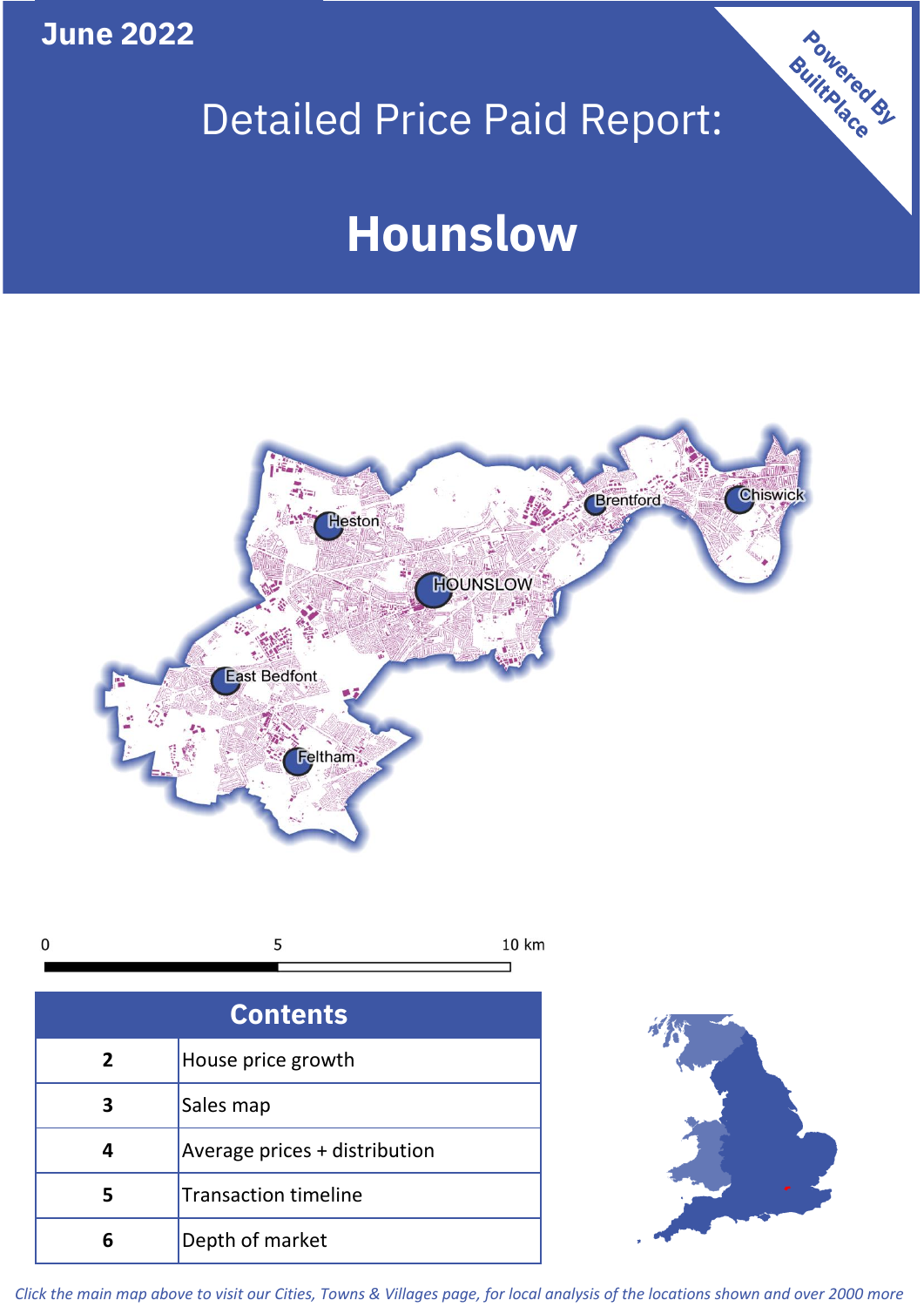June 2022

# Detailed Price Paid Report:

# Hounslow

Powered By BuiltPlace

| Contents | |
|---|---|
| 2 | House price growth |
| 3 | Sales map |
| 4 | Average prices + distribution |
| 5 | Transaction timeline |
| 6 | Depth of market |

*Click the main map above to visit our Cities, Towns & Villages page, for local analysis of the locations shown and over 2000 more*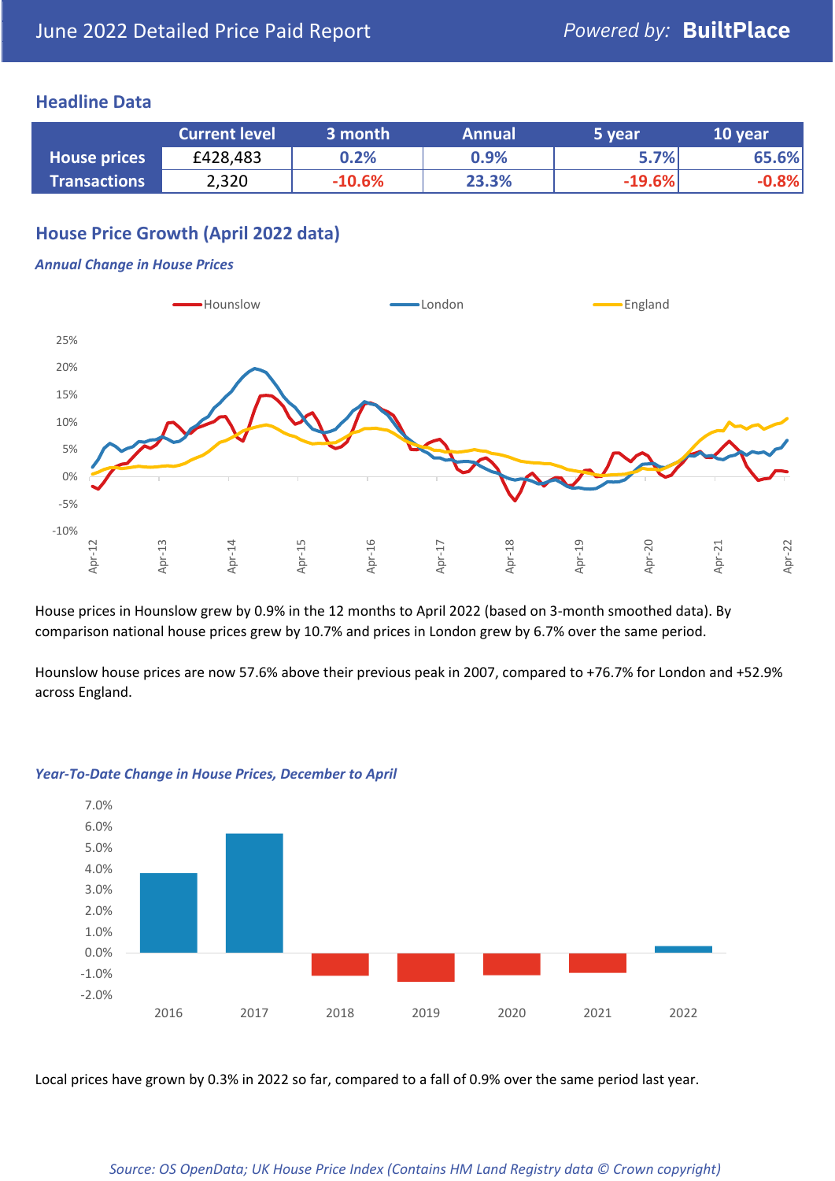June 2022 Detailed Price Paid Report

*Powered by:* **BuiltPlace**

## Headline Data

| | Current level | 3 month | Annual | 5 year | 10 year |
|---|---|---|---|---|---|
| **House prices** | £428,483 | 0.2% | 0.9% | 5.7% | 65.6% |
| **Transactions** | 2,320 | -10.6% | 23.3% | -19.6% | -0.8% |

## House Price Growth (April 2022 data)

***Annual Change in House Prices***

House prices in Hounslow grew by 0.9% in the 12 months to April 2022 (based on 3-month smoothed data). By comparison national house prices grew by 10.7% and prices in London grew by 6.7% over the same period.

Hounslow house prices are now 57.6% above their previous peak in 2007, compared to +76.7% for London and +52.9% across England.

***Year-To-Date Change in House Prices, December to April***

Local prices have grown by 0.3% in 2022 so far, compared to a fall of 0.9% over the same period last year.

*Source: OS OpenData; UK House Price Index (Contains HM Land Registry data © Crown copyright)*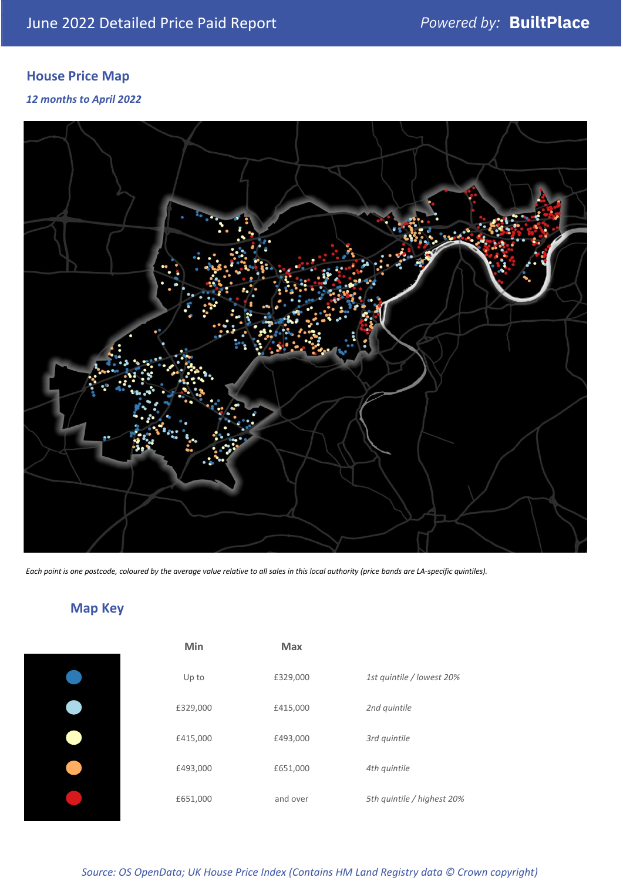June 2022 Detailed Price Paid Report

Powered by: **BuiltPlace**

## House Price Map

*12 months to April 2022*

*Each point is one postcode, coloured by the average value relative to all sales in this local authority (price bands are LA-specific quintiles).*

## Map Key

| | Min | Max | |
|---|---|---|---|
| ● | Up to | £329,000 | *1st quintile / lowest 20%* |
| ● | £329,000 | £415,000 | *2nd quintile* |
| ● | £415,000 | £493,000 | *3rd quintile* |
| ● | £493,000 | £651,000 | *4th quintile* |
| ● | £651,000 | and over | *5th quintile / highest 20%* |

*Source: OS OpenData; UK House Price Index (Contains HM Land Registry data © Crown copyright)*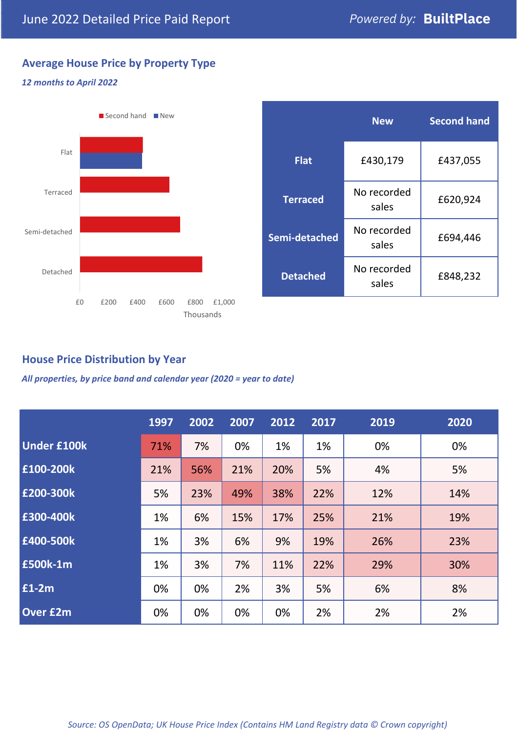# June 2022 Detailed Price Paid Report

*Powered by:* **BuiltPlace**

## Average House Price by Property Type

***12 months to April 2022***

|  | New | Second hand |
|---|---|---|
| **Flat** | £430,179 | £437,055 |
| **Terraced** | No recorded sales | £620,924 |
| **Semi-detached** | No recorded sales | £694,446 |
| **Detached** | No recorded sales | £848,232 |

## House Price Distribution by Year

***All properties, by price band and calendar year (2020 = year to date)***

|  | 1997 | 2002 | 2007 | 2012 | 2017 | 2019 | 2020 |
|---|---|---|---|---|---|---|---|
| **Under £100k** | 71% | 7% | 0% | 1% | 1% | 0% | 0% |
| **£100-200k** | 21% | 56% | 21% | 20% | 5% | 4% | 5% |
| **£200-300k** | 5% | 23% | 49% | 38% | 22% | 12% | 14% |
| **£300-400k** | 1% | 6% | 15% | 17% | 25% | 21% | 19% |
| **£400-500k** | 1% | 3% | 6% | 9% | 19% | 26% | 23% |
| **£500k-1m** | 1% | 3% | 7% | 11% | 22% | 29% | 30% |
| **£1-2m** | 0% | 0% | 2% | 3% | 5% | 6% | 8% |
| **Over £2m** | 0% | 0% | 0% | 0% | 2% | 2% | 2% |

*Source: OS OpenData; UK House Price Index (Contains HM Land Registry data © Crown copyright)*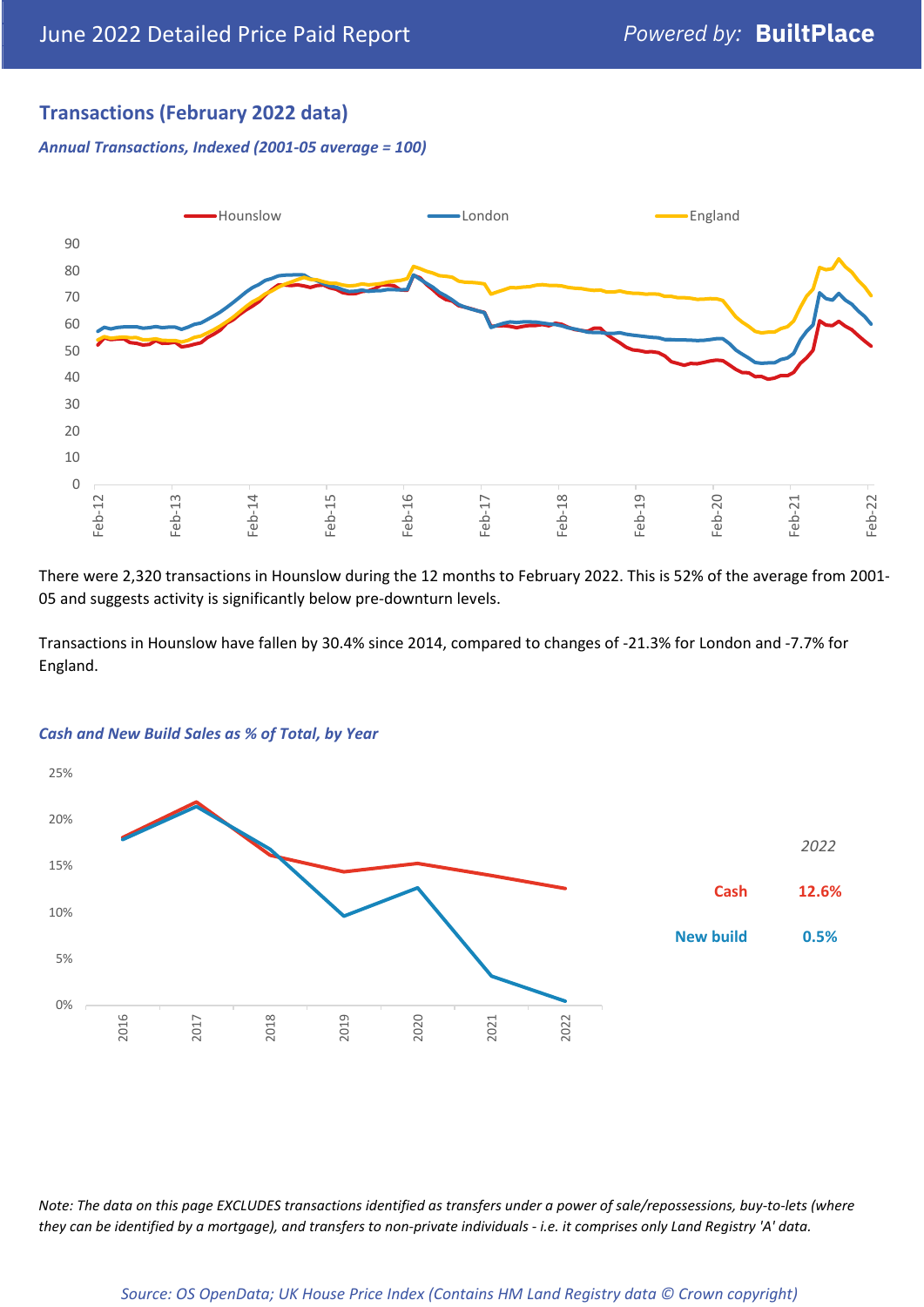## Transactions (February 2022 data)

*Annual Transactions, Indexed (2001-05 average = 100)*

There were 2,320 transactions in Hounslow during the 12 months to February 2022. This is 52% of the average from 2001-05 and suggests activity is significantly below pre-downturn levels.

Transactions in Hounslow have fallen by 30.4% since 2014, compared to changes of -21.3% for London and -7.7% for England.

*Cash and New Build Sales as % of Total, by Year*

| | 2022 |
|---|---|
| Cash | 12.6% |
| New build | 0.5% |

*Note: The data on this page EXCLUDES transactions identified as transfers under a power of sale/repossessions, buy-to-lets (where they can be identified by a mortgage), and transfers to non-private individuals - i.e. it comprises only Land Registry 'A' data.*

*Source: OS OpenData; UK House Price Index (Contains HM Land Registry data © Crown copyright)*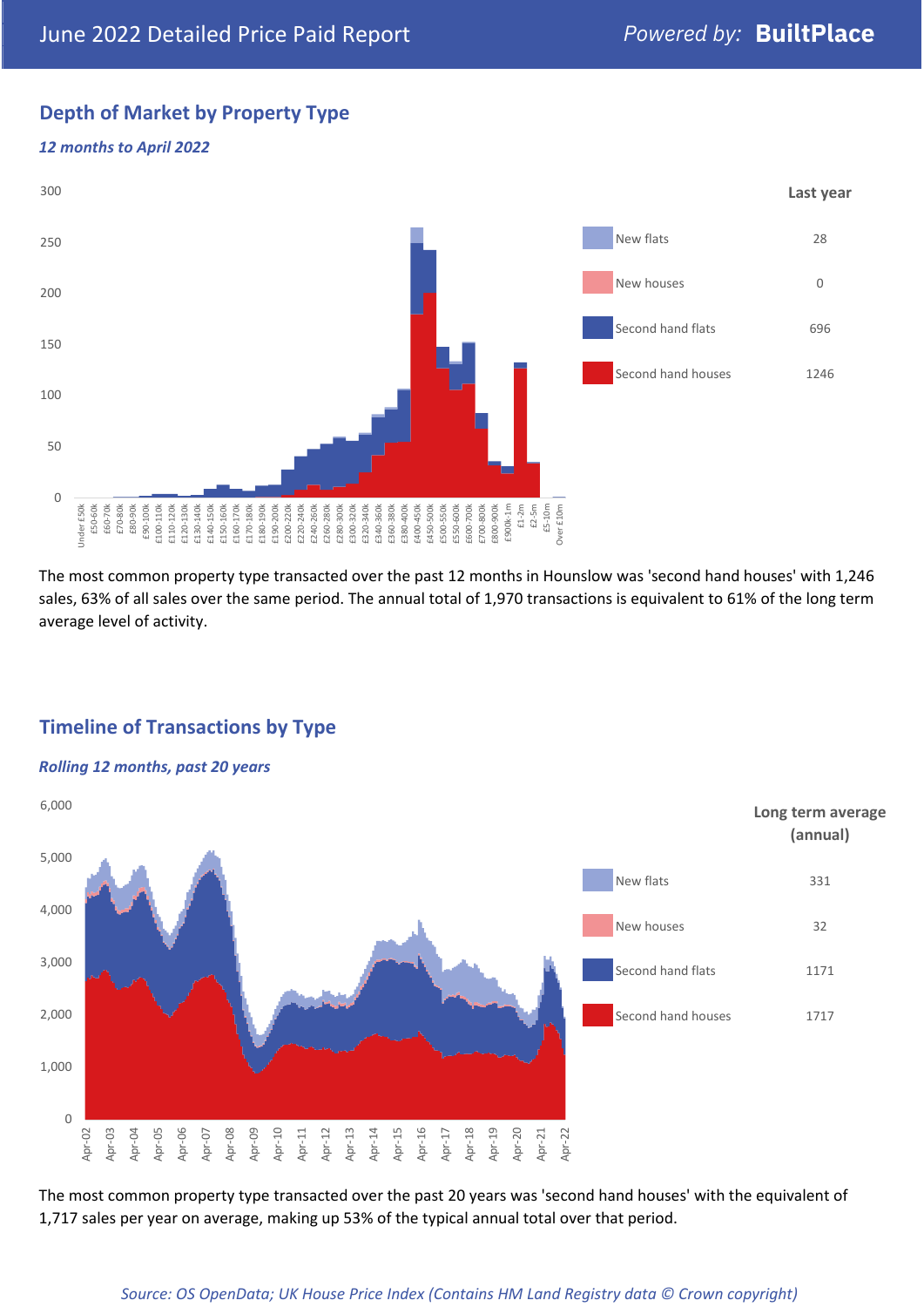June 2022 Detailed Price Paid Report

Powered by: **BuiltPlace**

## Depth of Market by Property Type

*12 months to April 2022*

300
250
200
150
100
50
0

Under £50k
£50-60k
£60-70k
£70-80k
£80-90k
£90-100k
£100-110k
£110-120k
£120-130k
£130-140k
£140-150k
£150-160k
£160-170k
£170-180k
£180-190k
£190-200k
£200-220k
£220-240k
£240-260k
£260-280k
£280-300k
£300-320k
£320-340k
£340-360k
£360-380k
£380-400k
£400-450k
£450-500k
£500-550k
£550-600k
£600-700k
£700-800k
£800-900k
£900k-1m
£1-2m
£2-5m
£5-10m
Over £10m

Last year

New flats 28

New houses 0

Second hand flats 696

Second hand houses 1246

The most common property type transacted over the past 12 months in Hounslow was 'second hand houses' with 1,246 sales, 63% of all sales over the same period. The annual total of 1,970 transactions is equivalent to 61% of the long term average level of activity.

## Timeline of Transactions by Type

*Rolling 12 months, past 20 years*

6,000
5,000
4,000
3,000
2,000
1,000
0

Apr-02
Apr-03
Apr-04
Apr-05
Apr-06
Apr-07
Apr-08
Apr-09
Apr-10
Apr-11
Apr-12
Apr-13
Apr-14
Apr-15
Apr-16
Apr-17
Apr-18
Apr-19
Apr-20
Apr-21
Apr-22

Long term average (annual)

New flats 331

New houses 32

Second hand flats 1171

Second hand houses 1717

The most common property type transacted over the past 20 years was 'second hand houses' with the equivalent of 1,717 sales per year on average, making up 53% of the typical annual total over that period.

*Source: OS OpenData; UK House Price Index (Contains HM Land Registry data © Crown copyright)*